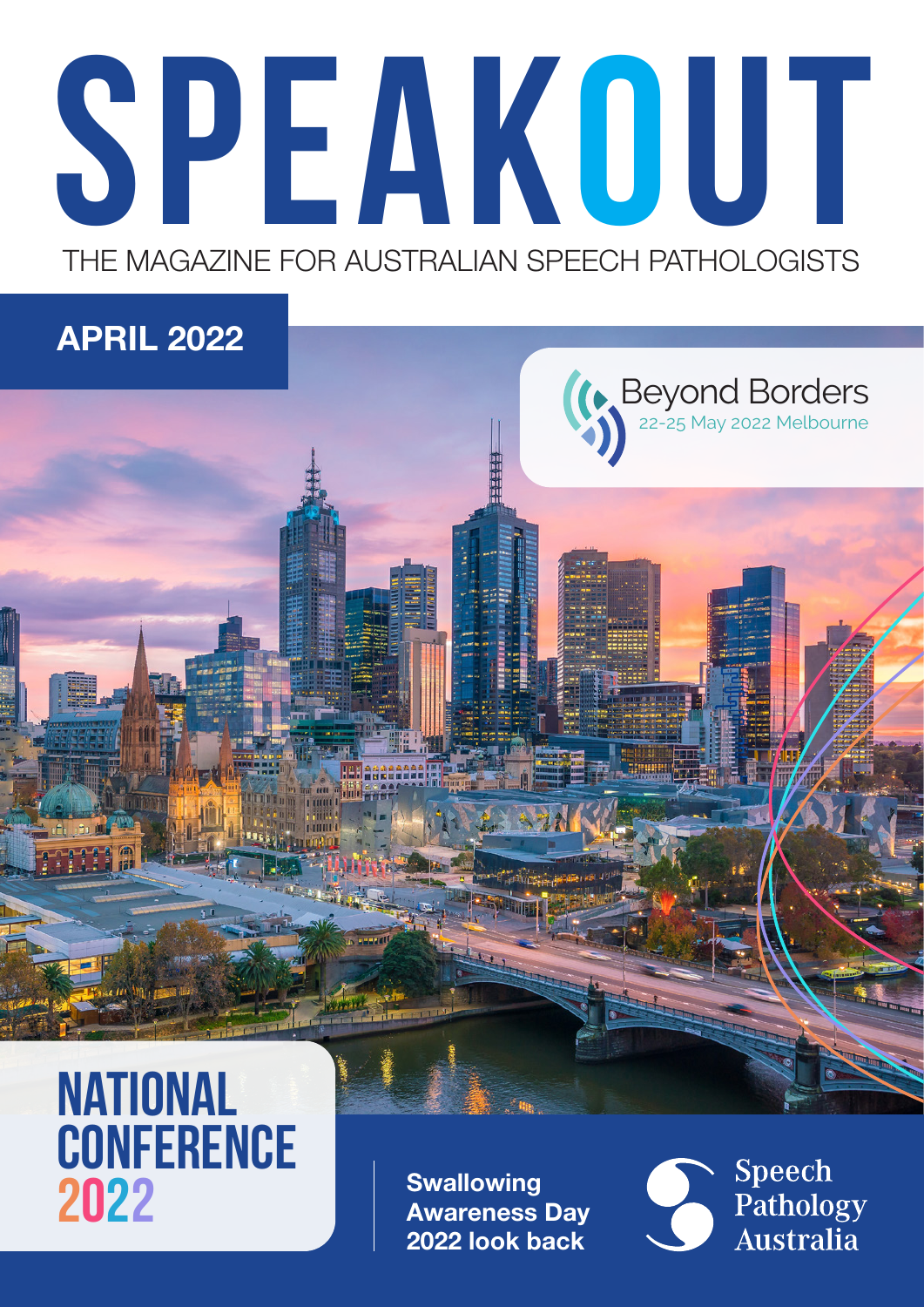# SPEAKOUT

THE MAGAZINE FOR AUSTRALIAN SPEECH PATHOLOGISTS

**APRIL 2022**

Beyond Borders
22-25 May 2022 Melbourne

## NATIONAL CONFERENCE 2022

**Swallowing Awareness Day 2022 look back**

Speech Pathology Australia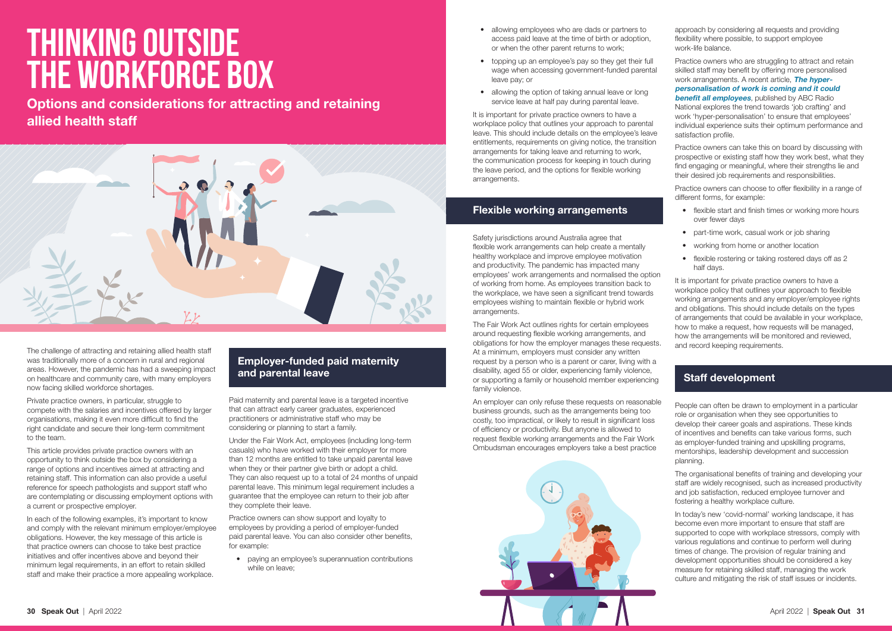# THINKING OUTSIDE THE WORKFORCE BOX

**Options and considerations for attracting and retaining allied health staff**

The challenge of attracting and retaining allied health staff was traditionally more of a concern in rural and regional areas. However, the pandemic has had a sweeping impact on healthcare and community care, with many employers now facing skilled workforce shortages.

Private practice owners, in particular, struggle to compete with the salaries and incentives offered by larger organisations, making it even more difficult to find the right candidate and secure their long-term commitment to the team.

This article provides private practice owners with an opportunity to think outside the box by considering a range of options and incentives aimed at attracting and retaining staff. This information can also provide a useful reference for speech pathologists and support staff who are contemplating or discussing employment options with a current or prospective employer.

In each of the following examples, it's important to know and comply with the relevant minimum employer/employee obligations. However, the key message of this article is that practice owners can choose to take best practice initiatives and offer incentives above and beyond their minimum legal requirements, in an effort to retain skilled staff and make their practice a more appealing workplace.

## Employer-funded paid maternity and parental leave

Paid maternity and parental leave is a targeted incentive that can attract early career graduates, experienced practitioners or administrative staff who may be considering or planning to start a family.

Under the Fair Work Act, employees (including long-term casuals) who have worked with their employer for more than 12 months are entitled to take unpaid parental leave when they or their partner give birth or adopt a child. They can also request up to a total of 24 months of unpaid parental leave. This minimum legal requirement includes a guarantee that the employee can return to their job after they complete their leave.

Practice owners can show support and loyalty to employees by providing a period of employer-funded paid parental leave. You can also consider other benefits, for example:

- paying an employee's superannuation contributions while on leave;
- allowing employees who are dads or partners to access paid leave at the time of birth or adoption, or when the other parent returns to work;
- topping up an employee's pay so they get their full wage when accessing government-funded parental leave pay; or
- allowing the option of taking annual leave or long service leave at half pay during parental leave.

It is important for private practice owners to have a workplace policy that outlines your approach to parental leave. This should include details on the employee's leave entitlements, requirements on giving notice, the transition arrangements for taking leave and returning to work, the communication process for keeping in touch during the leave period, and the options for flexible working arrangements.

## Flexible working arrangements

Safety jurisdictions around Australia agree that flexible work arrangements can help create a mentally healthy workplace and improve employee motivation and productivity. The pandemic has impacted many employees' work arrangements and normalised the option of working from home. As employees transition back to the workplace, we have seen a significant trend towards employees wishing to maintain flexible or hybrid work arrangements.

The Fair Work Act outlines rights for certain employees around requesting flexible working arrangements, and obligations for how the employer manages these requests. At a minimum, employers must consider any written request by a person who is a parent or carer, living with a disability, aged 55 or older, experiencing family violence, or supporting a family or household member experiencing family violence.

An employer can only refuse these requests on reasonable business grounds, such as the arrangements being too costly, too impractical, or likely to result in significant loss of efficiency or productivity. But anyone is allowed to request flexible working arrangements and the Fair Work Ombudsman encourages employers take a best practice approach by considering all requests and providing flexibility where possible, to support employee work-life balance.

Practice owners who are struggling to attract and retain skilled staff may benefit by offering more personalised work arrangements. A recent article, ***The hyper-personalisation of work is coming and it could benefit all employees***, published by ABC Radio National explores the trend towards 'job crafting' and work 'hyper-personalisation' to ensure that employees' individual experience suits their optimum performance and satisfaction profile.

Practice owners can take this on board by discussing with prospective or existing staff how they work best, what they find engaging or meaningful, where their strengths lie and their desired job requirements and responsibilities.

Practice owners can choose to offer flexibility in a range of different forms, for example:

- flexible start and finish times or working more hours over fewer days
- part-time work, casual work or job sharing
- working from home or another location
- flexible rostering or taking rostered days off as 2 half days.

It is important for private practice owners to have a workplace policy that outlines your approach to flexible working arrangements and any employer/employee rights and obligations. This should include details on the types of arrangements that could be available in your workplace, how to make a request, how requests will be managed, how the arrangements will be monitored and reviewed, and record keeping requirements.

## Staff development

People can often be drawn to employment in a particular role or organisation when they see opportunities to develop their career goals and aspirations. These kinds of incentives and benefits can take various forms, such as employer-funded training and upskilling programs, mentorships, leadership development and succession planning.

The organisational benefits of training and developing your staff are widely recognised, such as increased productivity and job satisfaction, reduced employee turnover and fostering a healthy workplace culture.

In today's new 'covid-normal' working landscape, it has become even more important to ensure that staff are supported to cope with workplace stressors, comply with various regulations and continue to perform well during times of change. The provision of regular training and development opportunities should be considered a key measure for retaining skilled staff, managing the work culture and mitigating the risk of staff issues or incidents.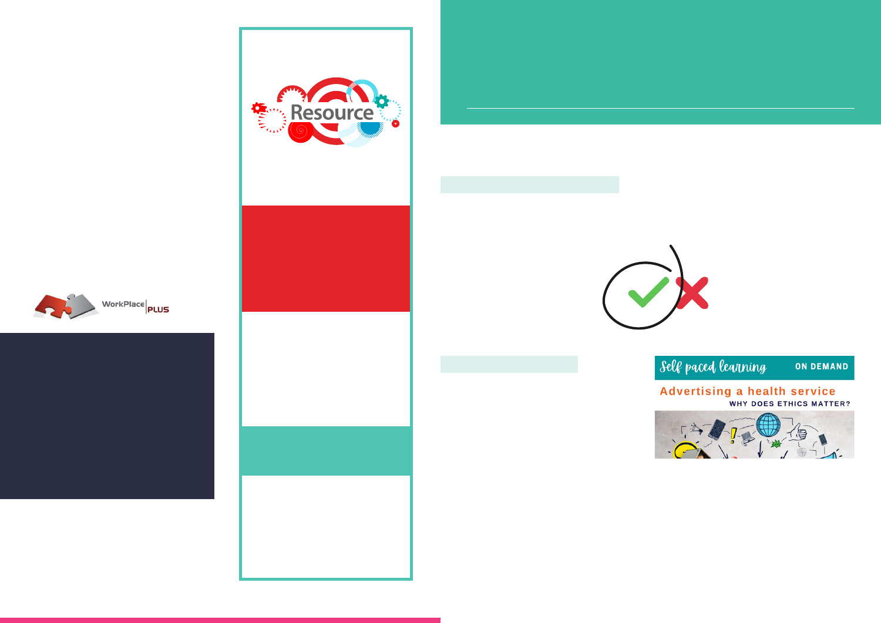Resource

WorkPlace PLUS

Self paced learning ON DEMAND

Advertising a health service

WHY DOES ETHICS MATTER?